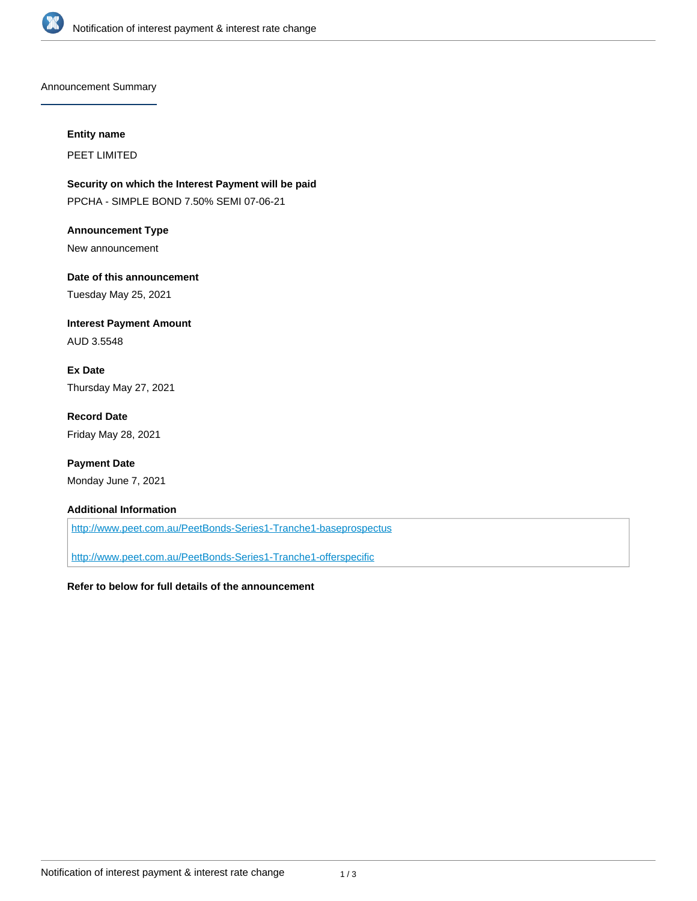## Announcement Summary

**Entity name**

PEET LIMITED

**Security on which the Interest Payment will be paid**

PPCHA - SIMPLE BOND 7.50% SEMI 07-06-21

**Announcement Type**

New announcement

**Date of this announcement**

Tuesday May 25, 2021

**Interest Payment Amount**

AUD 3.5548

**Ex Date**

Thursday May 27, 2021

**Record Date**

Friday May 28, 2021

**Payment Date**

Monday June 7, 2021

**Additional Information**

http://www.peet.com.au/PeetBonds-Series1-Tranche1-baseprospectus

http://www.peet.com.au/PeetBonds-Series1-Tranche1-offerspecific

**Refer to below for full details of the announcement**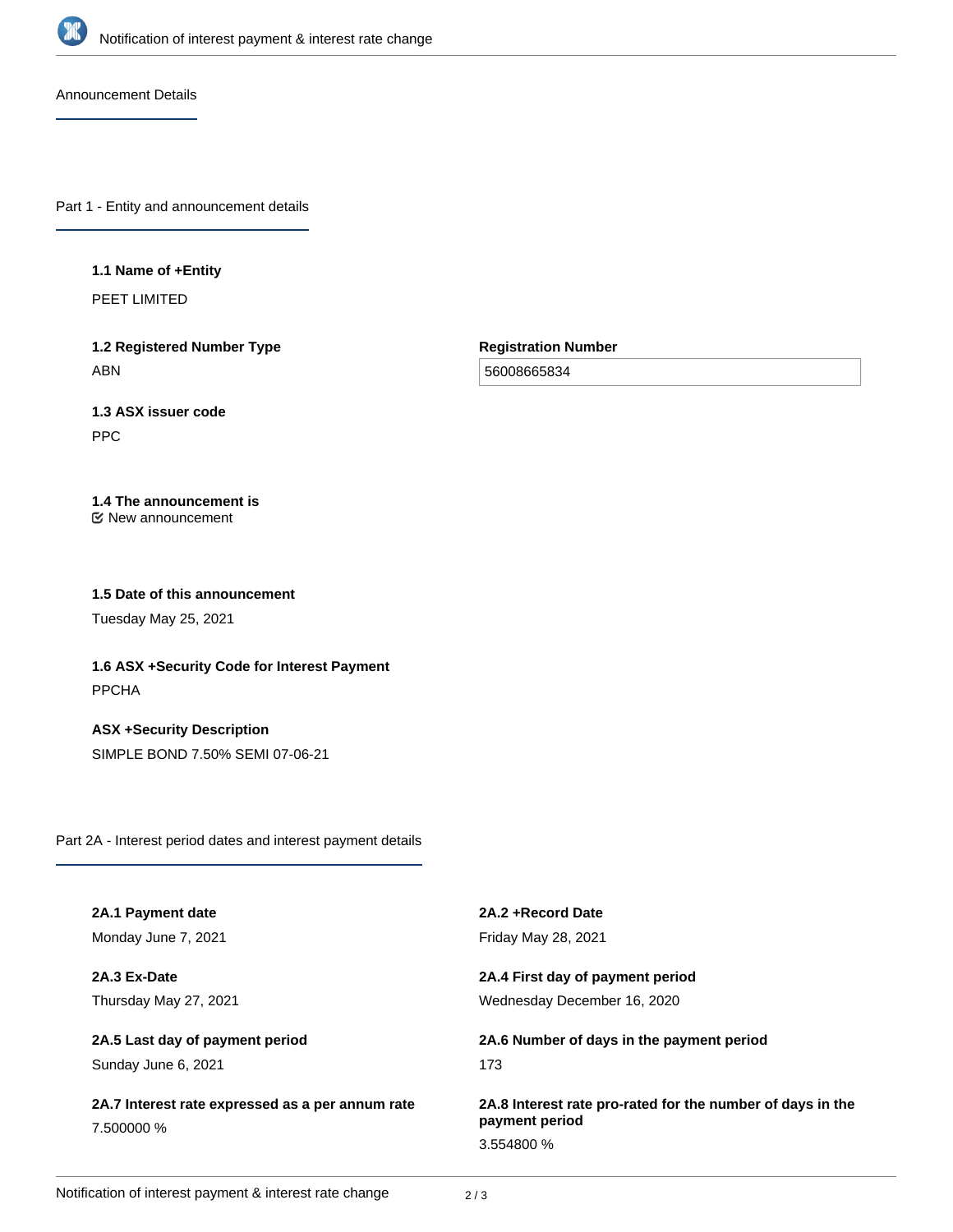## Announcement Details

### Part 1 - Entity and announcement details

**1.1 Name of +Entity**

PEET LIMITED

**1.2 Registered Number Type**

ABN

**Registration Number**

56008665834

**1.3 ASX issuer code**

PPC

**1.4 The announcement is**

New announcement

**1.5 Date of this announcement**

Tuesday May 25, 2021

**1.6 ASX +Security Code for Interest Payment**

PPCHA

**ASX +Security Description**

SIMPLE BOND 7.50% SEMI 07-06-21

### Part 2A - Interest period dates and interest payment details

**2A.1 Payment date**

Monday June 7, 2021

**2A.2 +Record Date**

Friday May 28, 2021

**2A.3 Ex-Date**

Thursday May 27, 2021

**2A.4 First day of payment period**

Wednesday December 16, 2020

**2A.5 Last day of payment period**

Sunday June 6, 2021

**2A.6 Number of days in the payment period**

173

**2A.7 Interest rate expressed as a per annum rate**

7.500000 %

**2A.8 Interest rate pro-rated for the number of days in the payment period**

3.554800 %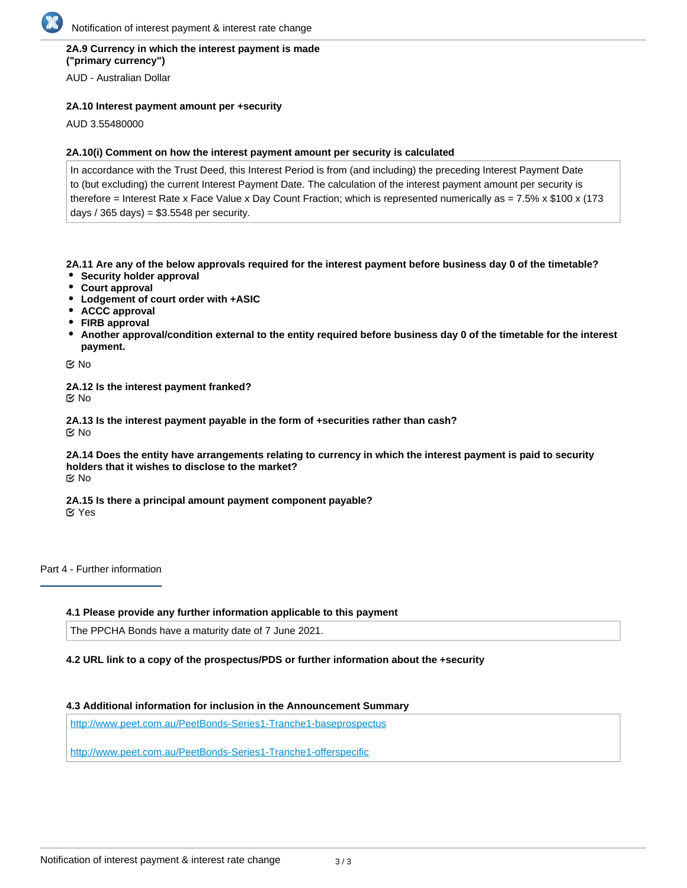**2A.9 Currency in which the interest payment is made ("primary currency")**

AUD - Australian Dollar

**2A.10 Interest payment amount per +security**

AUD 3.55480000

**2A.10(i) Comment on how the interest payment amount per security is calculated**

In accordance with the Trust Deed, this Interest Period is from (and including) the preceding Interest Payment Date to (but excluding) the current Interest Payment Date. The calculation of the interest payment amount per security is therefore = Interest Rate x Face Value x Day Count Fraction; which is represented numerically as = 7.5% x $100 x (173 days / 365 days) = $3.5548 per security.

**2A.11 Are any of the below approvals required for the interest payment before business day 0 of the timetable?**

- **Security holder approval**
- **Court approval**
- **Lodgement of court order with +ASIC**
- **ACCC approval**
- **FIRB approval**
- **Another approval/condition external to the entity required before business day 0 of the timetable for the interest payment.**

No

**2A.12 Is the interest payment franked?**

No

**2A.13 Is the interest payment payable in the form of +securities rather than cash?**

No

**2A.14 Does the entity have arrangements relating to currency in which the interest payment is paid to security holders that it wishes to disclose to the market?**

No

**2A.15 Is there a principal amount payment component payable?**

Yes

## Part 4 - Further information

**4.1 Please provide any further information applicable to this payment**

The PPCHA Bonds have a maturity date of 7 June 2021.

**4.2 URL link to a copy of the prospectus/PDS or further information about the +security**

**4.3 Additional information for inclusion in the Announcement Summary**

http://www.peet.com.au/PeetBonds-Series1-Tranche1-baseprospectus

http://www.peet.com.au/PeetBonds-Series1-Tranche1-offerspecific